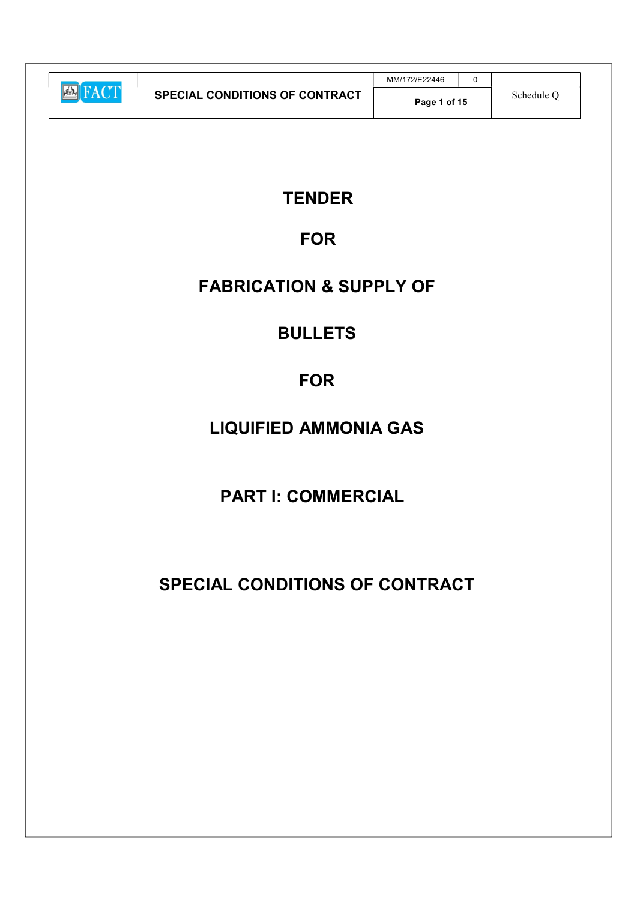# TENDER

# FOR

# FABRICATION & SUPPLY OF

# BULLETS

# FOR

# LIQUIFIED AMMONIA GAS

# PART I: COMMERCIAL

# SPECIAL CONDITIONS OF CONTRACT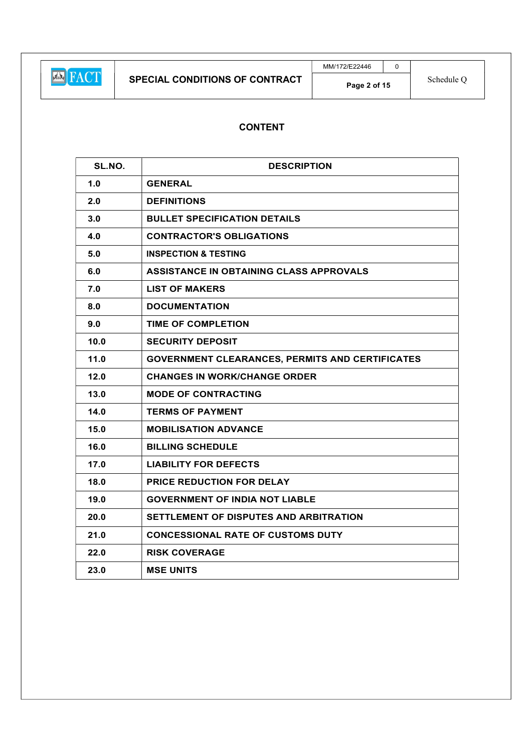# CONTENT

| SL.NO. | DESCRIPTION |
|---|---|
| 1.0 | GENERAL |
| 2.0 | DEFINITIONS |
| 3.0 | BULLET SPECIFICATION DETAILS |
| 4.0 | CONTRACTOR'S OBLIGATIONS |
| 5.0 | INSPECTION & TESTING |
| 6.0 | ASSISTANCE IN OBTAINING CLASS APPROVALS |
| 7.0 | LIST OF MAKERS |
| 8.0 | DOCUMENTATION |
| 9.0 | TIME OF COMPLETION |
| 10.0 | SECURITY DEPOSIT |
| 11.0 | GOVERNMENT CLEARANCES, PERMITS AND CERTIFICATES |
| 12.0 | CHANGES IN WORK/CHANGE ORDER |
| 13.0 | MODE OF CONTRACTING |
| 14.0 | TERMS OF PAYMENT |
| 15.0 | MOBILISATION ADVANCE |
| 16.0 | BILLING SCHEDULE |
| 17.0 | LIABILITY FOR DEFECTS |
| 18.0 | PRICE REDUCTION FOR DELAY |
| 19.0 | GOVERNMENT OF INDIA NOT LIABLE |
| 20.0 | SETTLEMENT OF DISPUTES AND ARBITRATION |
| 21.0 | CONCESSIONAL RATE OF CUSTOMS DUTY |
| 22.0 | RISK COVERAGE |
| 23.0 | MSE UNITS |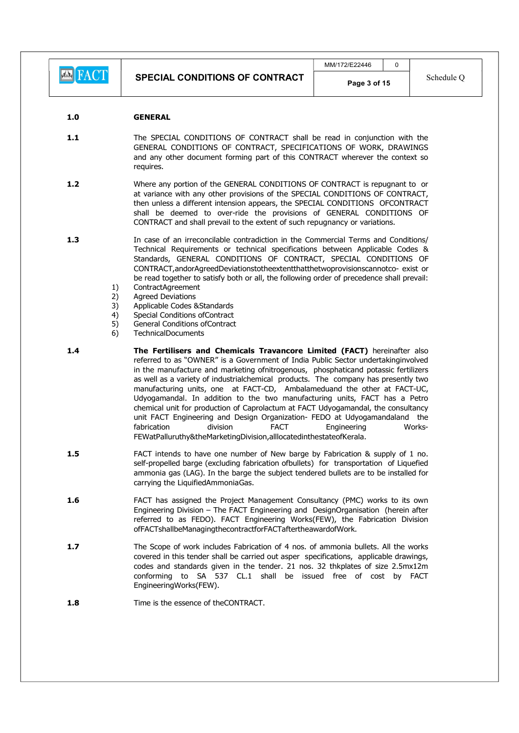## 1.0 GENERAL

**1.1** The SPECIAL CONDITIONS OF CONTRACT shall be read in conjunction with the GENERAL CONDITIONS OF CONTRACT, SPECIFICATIONS OF WORK, DRAWINGS and any other document forming part of this CONTRACT wherever the context so requires.

**1.2** Where any portion of the GENERAL CONDITIONS OF CONTRACT is repugnant to or at variance with any other provisions of the SPECIAL CONDITIONS OF CONTRACT, then unless a different intention appears, the SPECIAL CONDITIONS OFCONTRACT shall be deemed to over-ride the provisions of GENERAL CONDITIONS OF CONTRACT and shall prevail to the extent of such repugnancy or variations.

**1.3** In case of an irreconcilable contradiction in the Commercial Terms and Conditions/ Technical Requirements or technical specifications between Applicable Codes & Standards, GENERAL CONDITIONS OF CONTRACT, SPECIAL CONDITIONS OF CONTRACT,andorAgreedDeviationstotheextentthatthetwoprovisionscannotco- exist or be read together to satisfy both or all, the following order of precedence shall prevail:

1) ContractAgreement
2) Agreed Deviations
3) Applicable Codes &Standards
4) Special Conditions ofContract
5) General Conditions ofContract
6) TechnicalDocuments

**1.4** **The Fertilisers and Chemicals Travancore Limited (FACT)** hereinafter also referred to as "OWNER" is a Government of India Public Sector undertakinginvolved in the manufacture and marketing ofnitrogenous, phosphaticand potassic fertilizers as well as a variety of industrialchemical products. The company has presently two manufacturing units, one at FACT-CD, Ambalameduand the other at FACT-UC, Udyogamandal. In addition to the two manufacturing units, FACT has a Petro chemical unit for production of Caprolactum at FACT Udyogamandal, the consultancy unit FACT Engineering and Design Organization- FEDO at Udyogamandaland the fabrication division FACT Engineering Works-FEWatPalluruthy&theMarketingDivision,alllocatedinthestateofKerala.

**1.5** FACT intends to have one number of New barge by Fabrication & supply of 1 no. self-propelled barge (excluding fabrication ofbullets) for transportation of Liquefied ammonia gas (LAG). In the barge the subject tendered bullets are to be installed for carrying the LiquifiedAmmoniaGas.

**1.6** FACT has assigned the Project Management Consultancy (PMC) works to its own Engineering Division – The FACT Engineering and DesignOrganisation (herein after referred to as FEDO). FACT Engineering Works(FEW), the Fabrication Division ofFACTshallbeManagingthecontractforFACTaftertheawardofWork.

**1.7** The Scope of work includes Fabrication of 4 nos. of ammonia bullets. All the works covered in this tender shall be carried out asper specifications, applicable drawings, codes and standards given in the tender. 21 nos. 32 thkplates of size 2.5mx12m conforming to SA 537 CL.1 shall be issued free of cost by FACT EngineeringWorks(FEW).

**1.8** Time is the essence of theCONTRACT.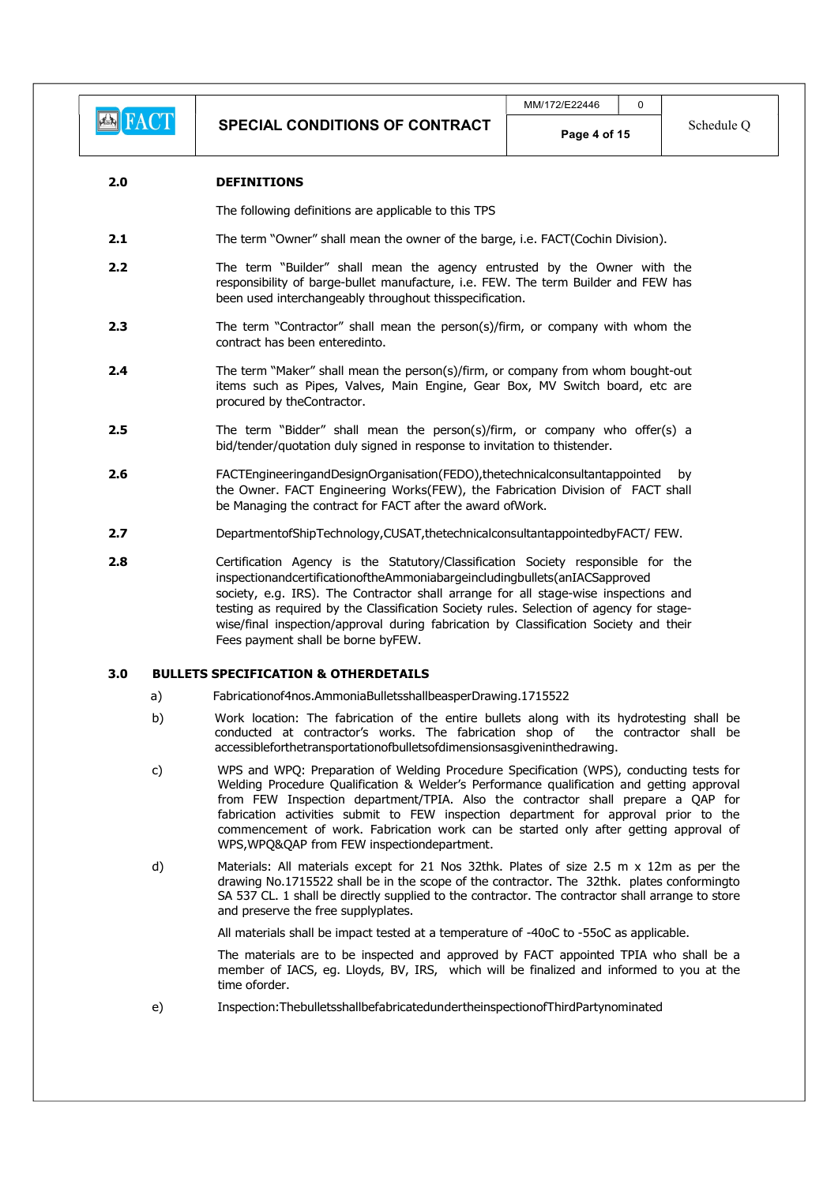## 2.0 DEFINITIONS

The following definitions are applicable to this TPS

**2.1** The term “Owner” shall mean the owner of the barge, i.e. FACT(Cochin Division).

**2.2** The term “Builder” shall mean the agency entrusted by the Owner with the responsibility of barge-bullet manufacture, i.e. FEW. The term Builder and FEW has been used interchangeably throughout thisspecification.

**2.3** The term “Contractor” shall mean the person(s)/firm, or company with whom the contract has been enteredinto.

**2.4** The term “Maker” shall mean the person(s)/firm, or company from whom bought-out items such as Pipes, Valves, Main Engine, Gear Box, MV Switch board, etc are procured by theContractor.

**2.5** The term “Bidder” shall mean the person(s)/firm, or company who offer(s) a bid/tender/quotation duly signed in response to invitation to thistender.

**2.6** FACTEngineeringandDesignOrganisation(FEDO),thetechnicalconsultantappointed by the Owner. FACT Engineering Works(FEW), the Fabrication Division of FACT shall be Managing the contract for FACT after the award ofWork.

**2.7** DepartmentofShipTechnology,CUSAT,thetechnicalconsultantappointedbyFACT/ FEW.

**2.8** Certification Agency is the Statutory/Classification Society responsible for the inspectionandcertificationoftheAmmoniabargeincludingbullets(anIACSapproved society, e.g. IRS). The Contractor shall arrange for all stage-wise inspections and testing as required by the Classification Society rules. Selection of agency for stage-wise/final inspection/approval during fabrication by Classification Society and their Fees payment shall be borne byFEW.

## 3.0 BULLETS SPECIFICATION & OTHERDETAILS

a) Fabricationof4nos.AmmoniaBulletsshallbeasperDrawing.1715522

b) Work location: The fabrication of the entire bullets along with its hydrotesting shall be conducted at contractor’s works. The fabrication shop of the contractor shall be accessibleforthetransportationofbulletsofdimensionsasgiveninthedrawing.

c) WPS and WPQ: Preparation of Welding Procedure Specification (WPS), conducting tests for Welding Procedure Qualification & Welder’s Performance qualification and getting approval from FEW Inspection department/TPIA. Also the contractor shall prepare a QAP for fabrication activities submit to FEW inspection department for approval prior to the commencement of work. Fabrication work can be started only after getting approval of WPS,WPQ&QAP from FEW inspectiondepartment.

d) Materials: All materials except for 21 Nos 32thk. Plates of size 2.5 m x 12m as per the drawing No.1715522 shall be in the scope of the contractor. The 32thk. plates conformingto SA 537 CL. 1 shall be directly supplied to the contractor. The contractor shall arrange to store and preserve the free supplyplates.

All materials shall be impact tested at a temperature of -40oC to -55oC as applicable.

The materials are to be inspected and approved by FACT appointed TPIA who shall be a member of IACS, eg. Lloyds, BV, IRS, which will be finalized and informed to you at the time oforder.

e) Inspection:ThebulletsshallbefabricatedundertheinspectionofThirdPartynominated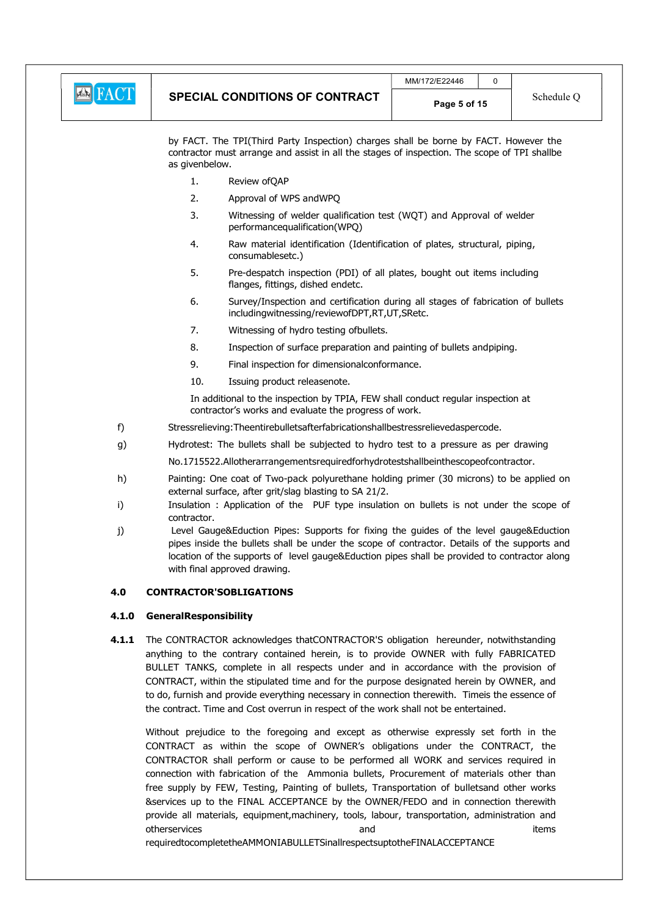by FACT. The TPI(Third Party Inspection) charges shall be borne by FACT. However the contractor must arrange and assist in all the stages of inspection. The scope of TPI shallbe as givenbelow.

1. Review ofQAP
2. Approval of WPS andWPQ
3. Witnessing of welder qualification test (WQT) and Approval of welder performancequalification(WPQ)
4. Raw material identification (Identification of plates, structural, piping, consumablesetc.)
5. Pre-despatch inspection (PDI) of all plates, bought out items including flanges, fittings, dished endetc.
6. Survey/Inspection and certification during all stages of fabrication of bullets includingwitnessing/reviewofDPT,RT,UT,SRetc.
7. Witnessing of hydro testing ofbullets.
8. Inspection of surface preparation and painting of bullets andpiping.
9. Final inspection for dimensionalconformance.
10. Issuing product releasenote.

In additional to the inspection by TPIA, FEW shall conduct regular inspection at contractor's works and evaluate the progress of work.

f) Stressrelieving:Theentirebulletsafterfabricationshallbestressrelievedaspercode.

g) Hydrotest: The bullets shall be subjected to hydro test to a pressure as per drawing No.1715522.Allotherarrangementsrequiredforhydrotestshallbeinthescopeofcontractor.

h) Painting: One coat of Two-pack polyurethane holding primer (30 microns) to be applied on external surface, after grit/slag blasting to SA 21/2.

i) Insulation : Application of the PUF type insulation on bullets is not under the scope of contractor.

j) Level Gauge&Eduction Pipes: Supports for fixing the guides of the level gauge&Eduction pipes inside the bullets shall be under the scope of contractor. Details of the supports and location of the supports of level gauge&Eduction pipes shall be provided to contractor along with final approved drawing.

## 4.0 CONTRACTOR'SOBLIGATIONS

### 4.1.0 GeneralResponsibility

**4.1.1** The CONTRACTOR acknowledges thatCONTRACTOR'S obligation hereunder, notwithstanding anything to the contrary contained herein, is to provide OWNER with fully FABRICATED BULLET TANKS, complete in all respects under and in accordance with the provision of CONTRACT, within the stipulated time and for the purpose designated herein by OWNER, and to do, furnish and provide everything necessary in connection therewith. Timeis the essence of the contract. Time and Cost overrun in respect of the work shall not be entertained.

Without prejudice to the foregoing and except as otherwise expressly set forth in the CONTRACT as within the scope of OWNER's obligations under the CONTRACT, the CONTRACTOR shall perform or cause to be performed all WORK and services required in connection with fabrication of the Ammonia bullets, Procurement of materials other than free supply by FEW, Testing, Painting of bullets, Transportation of bulletsand other works &services up to the FINAL ACCEPTANCE by the OWNER/FEDO and in connection therewith provide all materials, equipment,machinery, tools, labour, transportation, administration and otherservices and items requiredtocompletetheAMMONIABULLETSinallrespectsuptotheFINALACCEPTANCE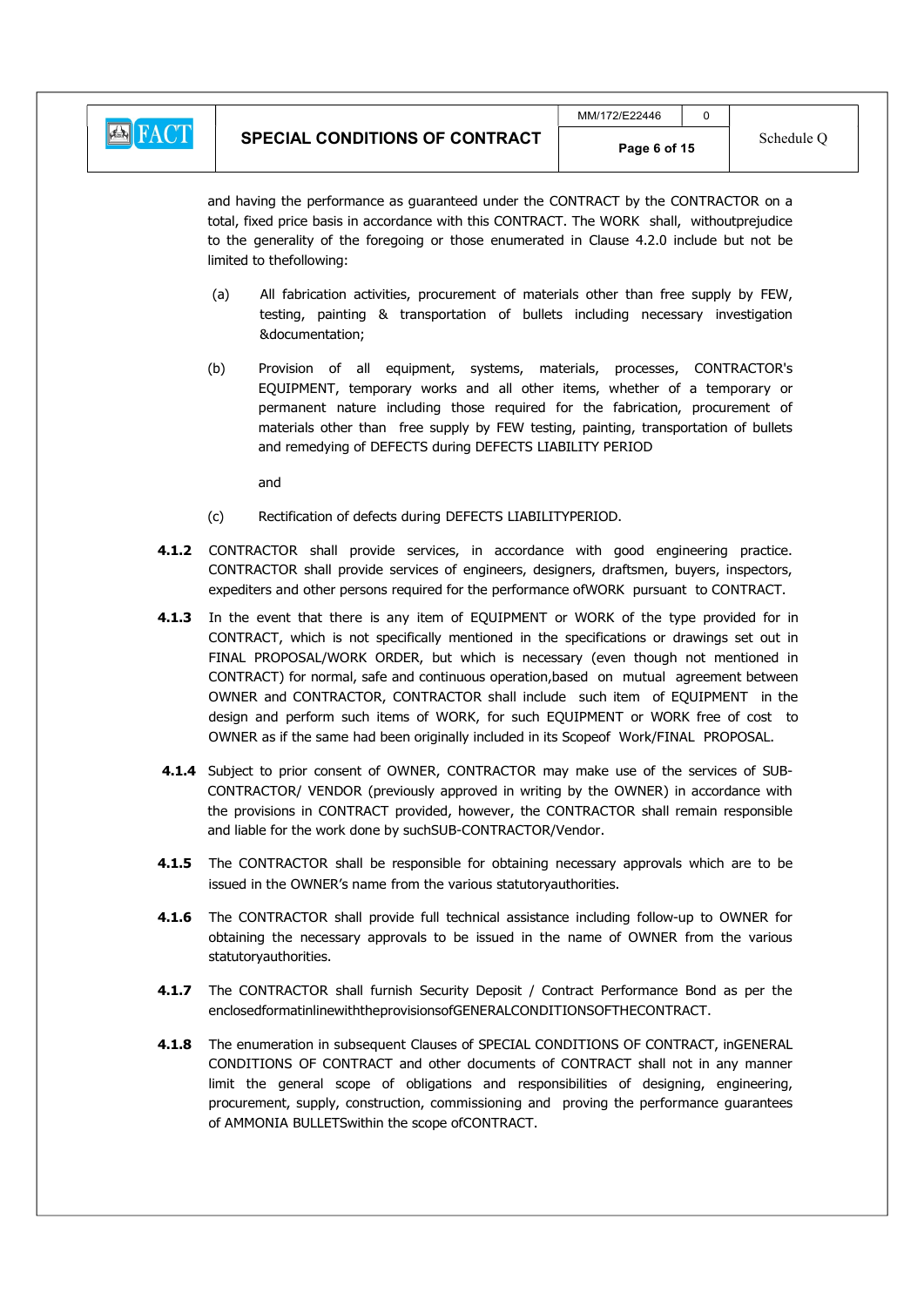and having the performance as guaranteed under the CONTRACT by the CONTRACTOR on a total, fixed price basis in accordance with this CONTRACT. The WORK shall, withoutprejudice to the generality of the foregoing or those enumerated in Clause 4.2.0 include but not be limited to thefollowing:

(a) All fabrication activities, procurement of materials other than free supply by FEW, testing, painting & transportation of bullets including necessary investigation &documentation;

(b) Provision of all equipment, systems, materials, processes, CONTRACTOR's EQUIPMENT, temporary works and all other items, whether of a temporary or permanent nature including those required for the fabrication, procurement of materials other than free supply by FEW testing, painting, transportation of bullets and remedying of DEFECTS during DEFECTS LIABILITY PERIOD

and

(c) Rectification of defects during DEFECTS LIABILITYPERIOD.

**4.1.2** CONTRACTOR shall provide services, in accordance with good engineering practice. CONTRACTOR shall provide services of engineers, designers, draftsmen, buyers, inspectors, expediters and other persons required for the performance ofWORK pursuant to CONTRACT.

**4.1.3** In the event that there is any item of EQUIPMENT or WORK of the type provided for in CONTRACT, which is not specifically mentioned in the specifications or drawings set out in FINAL PROPOSAL/WORK ORDER, but which is necessary (even though not mentioned in CONTRACT) for normal, safe and continuous operation,based on mutual agreement between OWNER and CONTRACTOR, CONTRACTOR shall include such item of EQUIPMENT in the design and perform such items of WORK, for such EQUIPMENT or WORK free of cost to OWNER as if the same had been originally included in its Scopeof Work/FINAL PROPOSAL.

**4.1.4** Subject to prior consent of OWNER, CONTRACTOR may make use of the services of SUB-CONTRACTOR/ VENDOR (previously approved in writing by the OWNER) in accordance with the provisions in CONTRACT provided, however, the CONTRACTOR shall remain responsible and liable for the work done by suchSUB-CONTRACTOR/Vendor.

**4.1.5** The CONTRACTOR shall be responsible for obtaining necessary approvals which are to be issued in the OWNER's name from the various statutoryauthorities.

**4.1.6** The CONTRACTOR shall provide full technical assistance including follow-up to OWNER for obtaining the necessary approvals to be issued in the name of OWNER from the various statutoryauthorities.

**4.1.7** The CONTRACTOR shall furnish Security Deposit / Contract Performance Bond as per the enclosedformatinlinewiththeprovisionsofGENERALCONDITIONSOFTHECONTRACT.

**4.1.8** The enumeration in subsequent Clauses of SPECIAL CONDITIONS OF CONTRACT, inGENERAL CONDITIONS OF CONTRACT and other documents of CONTRACT shall not in any manner limit the general scope of obligations and responsibilities of designing, engineering, procurement, supply, construction, commissioning and proving the performance guarantees of AMMONIA BULLETSwithin the scope ofCONTRACT.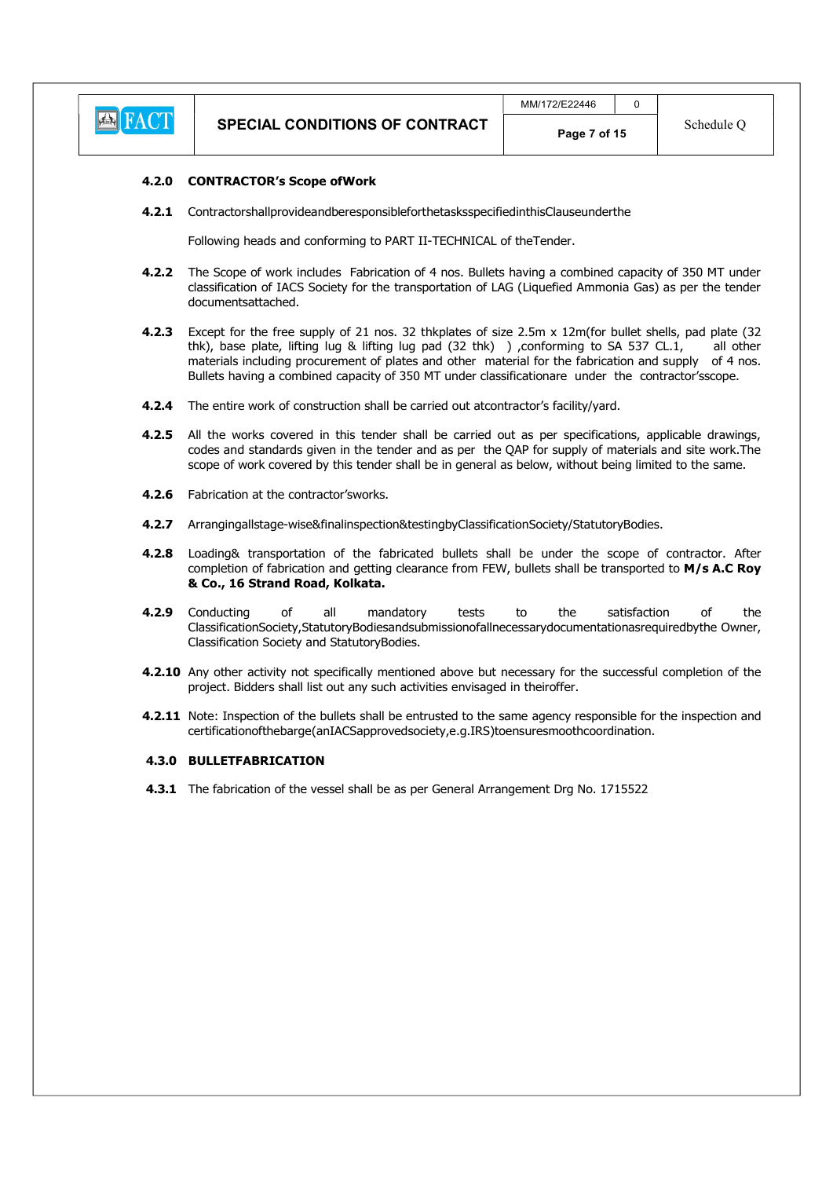**4.2.0 CONTRACTOR's Scope ofWork**

**4.2.1** Contractorshallprovideandberesponsibleforthetasksspecifiedinthis Clauseunderthe

Following heads and conforming to PART II-TECHNICAL of theTender.

**4.2.2** The Scope of work includes Fabrication of 4 nos. Bullets having a combined capacity of 350 MT under classification of IACS Society for the transportation of LAG (Liquefied Ammonia Gas) as per the tender documentsattached.

**4.2.3** Except for the free supply of 21 nos. 32 thkplates of size 2.5m x 12m(for bullet shells, pad plate (32 thk), base plate, lifting lug & lifting lug pad (32 thk) ) ,conforming to SA 537 CL.1, all other materials including procurement of plates and other material for the fabrication and supply of 4 nos. Bullets having a combined capacity of 350 MT under classificationare under the contractor'sscope.

**4.2.4** The entire work of construction shall be carried out atcontractor's facility/yard.

**4.2.5** All the works covered in this tender shall be carried out as per specifications, applicable drawings, codes and standards given in the tender and as per the QAP for supply of materials and site work.The scope of work covered by this tender shall be in general as below, without being limited to the same.

**4.2.6** Fabrication at the contractor'sworks.

**4.2.7** Arrangingallstage-wise&finalinspection&testingbyClassificationSociety/StatutoryBodies.

**4.2.8** Loading& transportation of the fabricated bullets shall be under the scope of contractor. After completion of fabrication and getting clearance from FEW, bullets shall be transported to **M/s A.C Roy & Co., 16 Strand Road, Kolkata.**

**4.2.9** Conducting of all mandatory tests to the satisfaction of the ClassificationSociety,StatutoryBodiesandsubmissionofallnecessarydocumentationasrequiredbythe Owner, Classification Society and StatutoryBodies.

**4.2.10** Any other activity not specifically mentioned above but necessary for the successful completion of the project. Bidders shall list out any such activities envisaged in theiroffer.

**4.2.11** Note: Inspection of the bullets shall be entrusted to the same agency responsible for the inspection and certificationofthebarge(anIACSapprovedsociety,e.g.IRS)toensuresmoothcoordination.

**4.3.0 BULLETFABRICATION**

**4.3.1** The fabrication of the vessel shall be as per General Arrangement Drg No. 1715522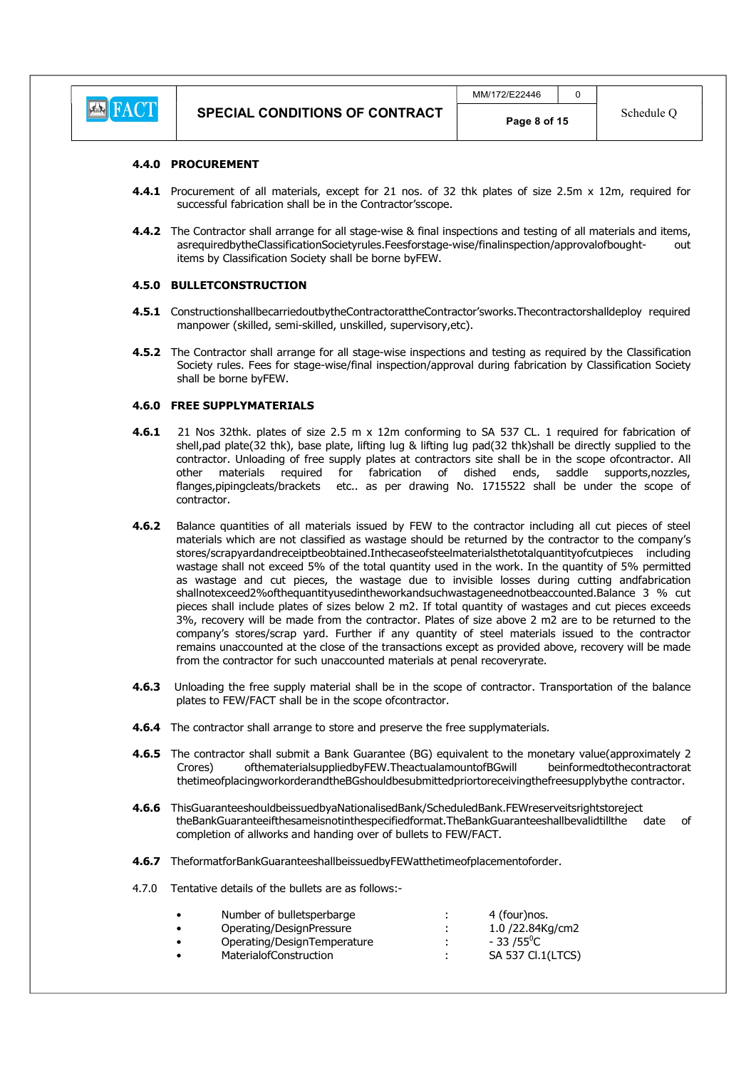#### 4.4.0 PROCUREMENT

**4.4.1** Procurement of all materials, except for 21 nos. of 32 thk plates of size 2.5m x 12m, required for successful fabrication shall be in the Contractor'sscope.

**4.4.2** The Contractor shall arrange for all stage-wise & final inspections and testing of all materials and items, asrequiredbytheClassificationSocietyrules.Feesforstage-wise/finalinspection/approvalofbought- out items by Classification Society shall be borne byFEW.

#### 4.5.0 BULLETCONSTRUCTION

**4.5.1** ConstructionshallbecarriedoutbytheContractorattheContractor'sworks.Thecontractorshalldeploy required manpower (skilled, semi-skilled, unskilled, supervisory,etc).

**4.5.2** The Contractor shall arrange for all stage-wise inspections and testing as required by the Classification Society rules. Fees for stage-wise/final inspection/approval during fabrication by Classification Society shall be borne byFEW.

#### 4.6.0 FREE SUPPLYMATERIALS

**4.6.1** 21 Nos 32thk. plates of size 2.5 m x 12m conforming to SA 537 CL. 1 required for fabrication of shell,pad plate(32 thk), base plate, lifting lug & lifting lug pad(32 thk)shall be directly supplied to the contractor. Unloading of free supply plates at contractors site shall be in the scope ofcontractor. All other materials required for fabrication of dished ends, saddle supports,nozzles, flanges,pipingcleats/brackets etc.. as per drawing No. 1715522 shall be under the scope of contractor.

**4.6.2** Balance quantities of all materials issued by FEW to the contractor including all cut pieces of steel materials which are not classified as wastage should be returned by the contractor to the company's stores/scrapyardandreceiptbeobtained.Inthecaseofsteelmaterialsthetotalquantityofcutpieces including wastage shall not exceed 5% of the total quantity used in the work. In the quantity of 5% permitted as wastage and cut pieces, the wastage due to invisible losses during cutting andfabrication shallnotexceed2%ofthequantityusedintheworkandsuchwastageneednotbeaccounted.Balance 3 % cut pieces shall include plates of sizes below 2 m2. If total quantity of wastages and cut pieces exceeds 3%, recovery will be made from the contractor. Plates of size above 2 m2 are to be returned to the company's stores/scrap yard. Further if any quantity of steel materials issued to the contractor remains unaccounted at the close of the transactions except as provided above, recovery will be made from the contractor for such unaccounted materials at penal recoveryrate.

**4.6.3** Unloading the free supply material shall be in the scope of contractor. Transportation of the balance plates to FEW/FACT shall be in the scope ofcontractor.

**4.6.4** The contractor shall arrange to store and preserve the free supplymaterials.

**4.6.5** The contractor shall submit a Bank Guarantee (BG) equivalent to the monetary value(approximately 2 Crores) ofthematerialsuppliedbyFEW.TheactualamountofBGwill beinformedtothecontractorat thetimeofplacingworkorderandtheBGshouldbesubmittedpriortoreceivingthefreesupplybythe contractor.

**4.6.6** ThisGuaranteeshouldbeissuedbyaNationalisedBank/ScheduledBank.FEWreserveitsrightstoreject theBankGuaranteeifthesameisnotinthespecifiedformat.TheBankGuaranteeshallbevalidtillthe date of completion of allworks and handing over of bullets to FEW/FACT.

**4.6.7** TheformatforBankGuaranteeshallbeissuedbyFEWatthetimeofplacementoforder.

4.7.0 Tentative details of the bullets are as follows:-

- Number of bulletsperbarge : 4 (four)nos.
- Operating/DesignPressure : 1.0 /22.84Kg/cm2
- Operating/DesignTemperature : - 33 /55$^0$C
- MaterialofConstruction : SA 537 Cl.1(LTCS)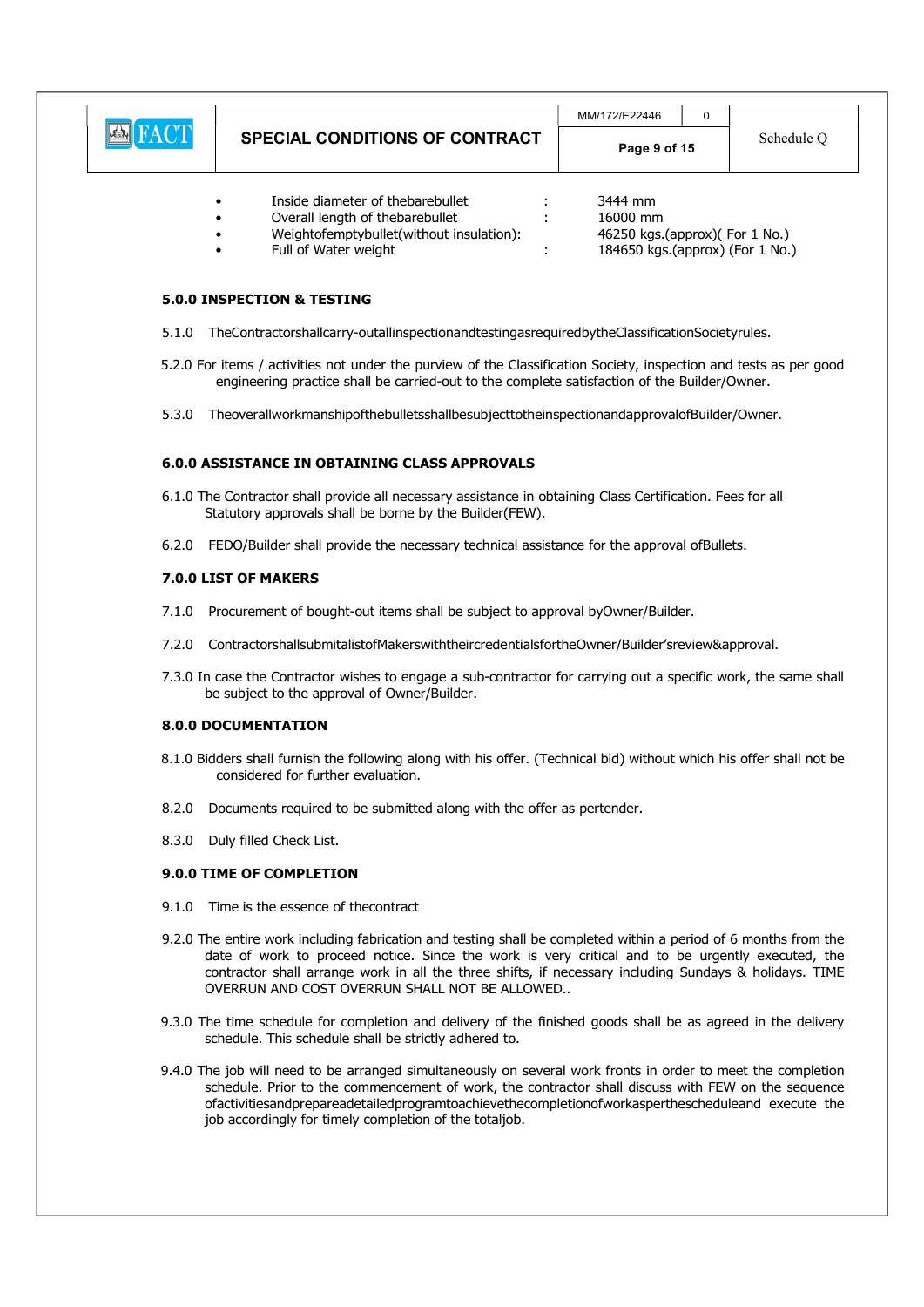- Inside diameter of thebarebullet : 3444 mm
- Overall length of thebarebullet : 16000 mm
- Weightofemptybullet(without insulation): 46250 kgs.(approx)( For 1 No.)
- Full of Water weight : 184650 kgs.(approx) (For 1 No.)

**5.0.0 INSPECTION & TESTING**

5.1.0 TheContractorshallcarry-outallinspectionandtestingasrequiredbytheClassificationSocietyrules.

5.2.0 For items / activities not under the purview of the Classification Society, inspection and tests as per good engineering practice shall be carried-out to the complete satisfaction of the Builder/Owner.

5.3.0 TheoverallworkmanshipofthebulletsshallbesubjecttotheinspectionandapprovalofBuilder/Owner.

**6.0.0 ASSISTANCE IN OBTAINING CLASS APPROVALS**

6.1.0 The Contractor shall provide all necessary assistance in obtaining Class Certification. Fees for all Statutory approvals shall be borne by the Builder(FEW).

6.2.0 FEDO/Builder shall provide the necessary technical assistance for the approval ofBullets.

**7.0.0 LIST OF MAKERS**

7.1.0 Procurement of bought-out items shall be subject to approval byOwner/Builder.

7.2.0 ContractorshallsubmitalistofMakerswiththeircredentialsfortheOwner/Builder'sreview&approval.

7.3.0 In case the Contractor wishes to engage a sub-contractor for carrying out a specific work, the same shall be subject to the approval of Owner/Builder.

**8.0.0 DOCUMENTATION**

8.1.0 Bidders shall furnish the following along with his offer. (Technical bid) without which his offer shall not be considered for further evaluation.

8.2.0 Documents required to be submitted along with the offer as pertender.

8.3.0 Duly filled Check List.

**9.0.0 TIME OF COMPLETION**

9.1.0 Time is the essence of thecontract

9.2.0 The entire work including fabrication and testing shall be completed within a period of 6 months from the date of work to proceed notice. Since the work is very critical and to be urgently executed, the contractor shall arrange work in all the three shifts, if necessary including Sundays & holidays. TIME OVERRUN AND COST OVERRUN SHALL NOT BE ALLOWED..

9.3.0 The time schedule for completion and delivery of the finished goods shall be as agreed in the delivery schedule. This schedule shall be strictly adhered to.

9.4.0 The job will need to be arranged simultaneously on several work fronts in order to meet the completion schedule. Prior to the commencement of work, the contractor shall discuss with FEW on the sequence ofactivitiesandprepareadetailedprogramtoachievethecompletionofworkasperthescheduleand execute the job accordingly for timely completion of the totaljob.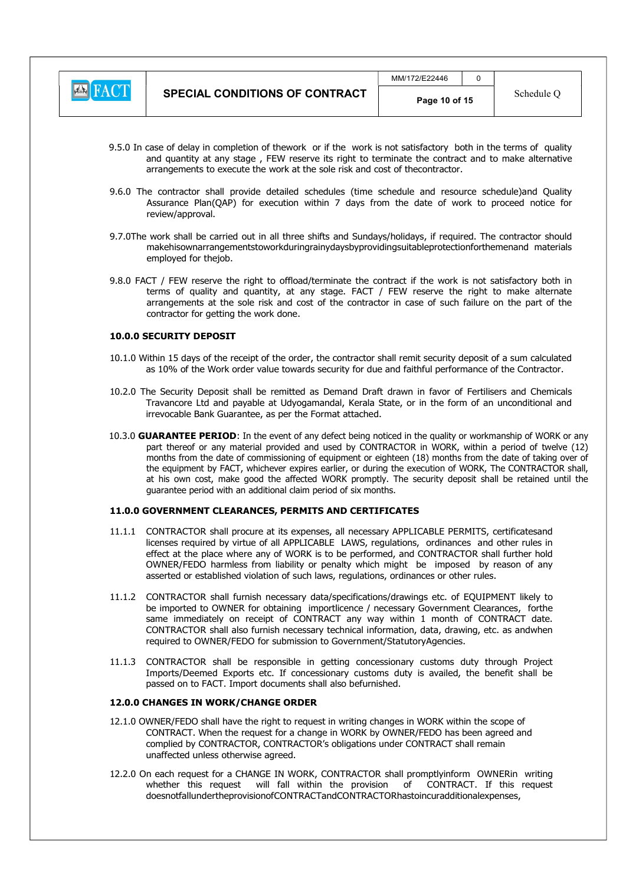9.5.0 In case of delay in completion of thework or if the work is not satisfactory both in the terms of quality and quantity at any stage , FEW reserve its right to terminate the contract and to make alternative arrangements to execute the work at the sole risk and cost of thecontractor.

9.6.0 The contractor shall provide detailed schedules (time schedule and resource schedule)and Quality Assurance Plan(QAP) for execution within 7 days from the date of work to proceed notice for review/approval.

9.7.0The work shall be carried out in all three shifts and Sundays/holidays, if required. The contractor should makehisownarrangementstoworkduringrainydaysbyprovidingsuitableprotectionforthemenand materials employed for thejob.

9.8.0 FACT / FEW reserve the right to offload/terminate the contract if the work is not satisfactory both in terms of quality and quantity, at any stage. FACT / FEW reserve the right to make alternate arrangements at the sole risk and cost of the contractor in case of such failure on the part of the contractor for getting the work done.

**10.0.0 SECURITY DEPOSIT**

10.1.0 Within 15 days of the receipt of the order, the contractor shall remit security deposit of a sum calculated as 10% of the Work order value towards security for due and faithful performance of the Contractor.

10.2.0 The Security Deposit shall be remitted as Demand Draft drawn in favor of Fertilisers and Chemicals Travancore Ltd and payable at Udyogamandal, Kerala State, or in the form of an unconditional and irrevocable Bank Guarantee, as per the Format attached.

10.3.0 **GUARANTEE PERIOD**: In the event of any defect being noticed in the quality or workmanship of WORK or any part thereof or any material provided and used by CONTRACTOR in WORK, within a period of twelve (12) months from the date of commissioning of equipment or eighteen (18) months from the date of taking over of the equipment by FACT, whichever expires earlier, or during the execution of WORK, The CONTRACTOR shall, at his own cost, make good the affected WORK promptly. The security deposit shall be retained until the guarantee period with an additional claim period of six months.

**11.0.0 GOVERNMENT CLEARANCES, PERMITS AND CERTIFICATES**

11.1.1 CONTRACTOR shall procure at its expenses, all necessary APPLICABLE PERMITS, certificatesand licenses required by virtue of all APPLICABLE LAWS, regulations, ordinances and other rules in effect at the place where any of WORK is to be performed, and CONTRACTOR shall further hold OWNER/FEDO harmless from liability or penalty which might be imposed by reason of any asserted or established violation of such laws, regulations, ordinances or other rules.

11.1.2 CONTRACTOR shall furnish necessary data/specifications/drawings etc. of EQUIPMENT likely to be imported to OWNER for obtaining importlicence / necessary Government Clearances, forthe same immediately on receipt of CONTRACT any way within 1 month of CONTRACT date. CONTRACTOR shall also furnish necessary technical information, data, drawing, etc. as andwhen required to OWNER/FEDO for submission to Government/StatutoryAgencies.

11.1.3 CONTRACTOR shall be responsible in getting concessionary customs duty through Project Imports/Deemed Exports etc. If concessionary customs duty is availed, the benefit shall be passed on to FACT. Import documents shall also befurnished.

**12.0.0 CHANGES IN WORK/CHANGE ORDER**

12.1.0 OWNER/FEDO shall have the right to request in writing changes in WORK within the scope of CONTRACT. When the request for a change in WORK by OWNER/FEDO has been agreed and complied by CONTRACTOR, CONTRACTOR's obligations under CONTRACT shall remain unaffected unless otherwise agreed.

12.2.0 On each request for a CHANGE IN WORK, CONTRACTOR shall promptlyinform OWNERin writing whether this request will fall within the provision of CONTRACT. If this request doesnotfallundertheprovisionofCONTRACTandCONTRACTORhastoincuradditionalexpenses,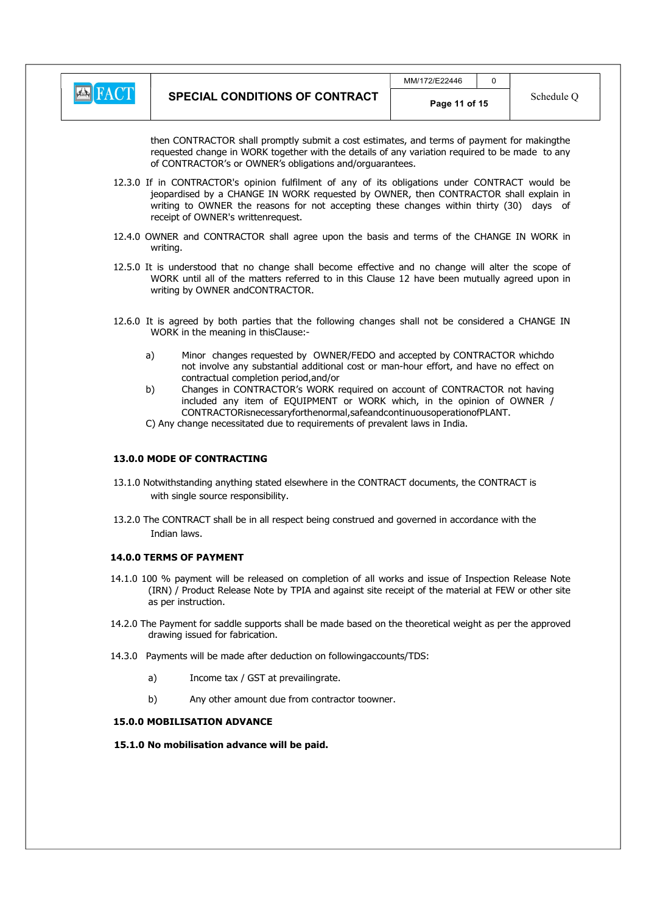then CONTRACTOR shall promptly submit a cost estimates, and terms of payment for makingthe requested change in WORK together with the details of any variation required to be made to any of CONTRACTOR's or OWNER's obligations and/orguarantees.

12.3.0 If in CONTRACTOR's opinion fulfilment of any of its obligations under CONTRACT would be jeopardised by a CHANGE IN WORK requested by OWNER, then CONTRACTOR shall explain in writing to OWNER the reasons for not accepting these changes within thirty (30) days of receipt of OWNER's writtenrequest.

12.4.0 OWNER and CONTRACTOR shall agree upon the basis and terms of the CHANGE IN WORK in writing.

12.5.0 It is understood that no change shall become effective and no change will alter the scope of WORK until all of the matters referred to in this Clause 12 have been mutually agreed upon in writing by OWNER andCONTRACTOR.

12.6.0 It is agreed by both parties that the following changes shall not be considered a CHANGE IN WORK in the meaning in thisClause:-

a) Minor changes requested by OWNER/FEDO and accepted by CONTRACTOR whichdo not involve any substantial additional cost or man-hour effort, and have no effect on contractual completion period,and/or

b) Changes in CONTRACTOR's WORK required on account of CONTRACTOR not having included any item of EQUIPMENT or WORK which, in the opinion of OWNER / CONTRACTORisnecessaryforthenormal,safeandcontinuousoperationofPLANT.

C) Any change necessitated due to requirements of prevalent laws in India.

## 13.0.0 MODE OF CONTRACTING

13.1.0 Notwithstanding anything stated elsewhere in the CONTRACT documents, the CONTRACT is with single source responsibility.

13.2.0 The CONTRACT shall be in all respect being construed and governed in accordance with the Indian laws.

## 14.0.0 TERMS OF PAYMENT

14.1.0 100 % payment will be released on completion of all works and issue of Inspection Release Note (IRN) / Product Release Note by TPIA and against site receipt of the material at FEW or other site as per instruction.

14.2.0 The Payment for saddle supports shall be made based on the theoretical weight as per the approved drawing issued for fabrication.

14.3.0 Payments will be made after deduction on followingaccounts/TDS:

a) Income tax / GST at prevailingrate.

b) Any other amount due from contractor toowner.

## 15.0.0 MOBILISATION ADVANCE

**15.1.0 No mobilisation advance will be paid.**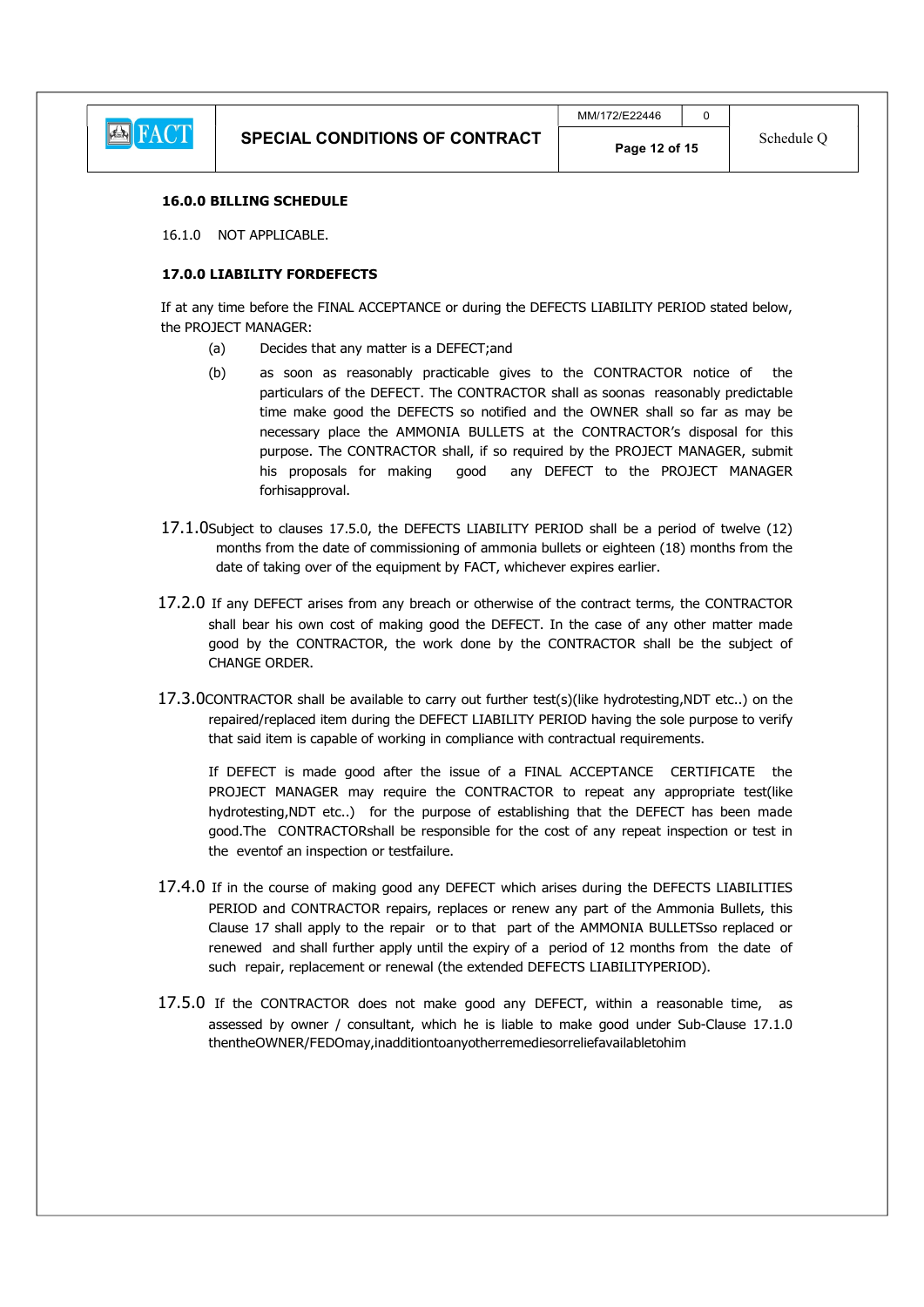**16.0.0 BILLING SCHEDULE**

16.1.0 NOT APPLICABLE.

**17.0.0 LIABILITY FORDEFECTS**

If at any time before the FINAL ACCEPTANCE or during the DEFECTS LIABILITY PERIOD stated below, the PROJECT MANAGER:

(a) Decides that any matter is a DEFECT;and

(b) as soon as reasonably practicable gives to the CONTRACTOR notice of the particulars of the DEFECT. The CONTRACTOR shall as soonas reasonably predictable time make good the DEFECTS so notified and the OWNER shall so far as may be necessary place the AMMONIA BULLETS at the CONTRACTOR's disposal for this purpose. The CONTRACTOR shall, if so required by the PROJECT MANAGER, submit his proposals for making good any DEFECT to the PROJECT MANAGER forhisapproval.

17.1.0 Subject to clauses 17.5.0, the DEFECTS LIABILITY PERIOD shall be a period of twelve (12) months from the date of commissioning of ammonia bullets or eighteen (18) months from the date of taking over of the equipment by FACT, whichever expires earlier.

17.2.0 If any DEFECT arises from any breach or otherwise of the contract terms, the CONTRACTOR shall bear his own cost of making good the DEFECT. In the case of any other matter made good by the CONTRACTOR, the work done by the CONTRACTOR shall be the subject of CHANGE ORDER.

17.3.0 CONTRACTOR shall be available to carry out further test(s)(like hydrotesting,NDT etc..) on the repaired/replaced item during the DEFECT LIABILITY PERIOD having the sole purpose to verify that said item is capable of working in compliance with contractual requirements.

If DEFECT is made good after the issue of a FINAL ACCEPTANCE CERTIFICATE the PROJECT MANAGER may require the CONTRACTOR to repeat any appropriate test(like hydrotesting,NDT etc..) for the purpose of establishing that the DEFECT has been made good.The CONTRACTORshall be responsible for the cost of any repeat inspection or test in the eventof an inspection or testfailure.

17.4.0 If in the course of making good any DEFECT which arises during the DEFECTS LIABILITIES PERIOD and CONTRACTOR repairs, replaces or renew any part of the Ammonia Bullets, this Clause 17 shall apply to the repair or to that part of the AMMONIA BULLETSso replaced or renewed and shall further apply until the expiry of a period of 12 months from the date of such repair, replacement or renewal (the extended DEFECTS LIABILITYPERIOD).

17.5.0 If the CONTRACTOR does not make good any DEFECT, within a reasonable time, as assessed by owner / consultant, which he is liable to make good under Sub-Clause 17.1.0 thentheOWNER/FEDOmay,inadditiontoanyotherremediesorreliefavailabletohim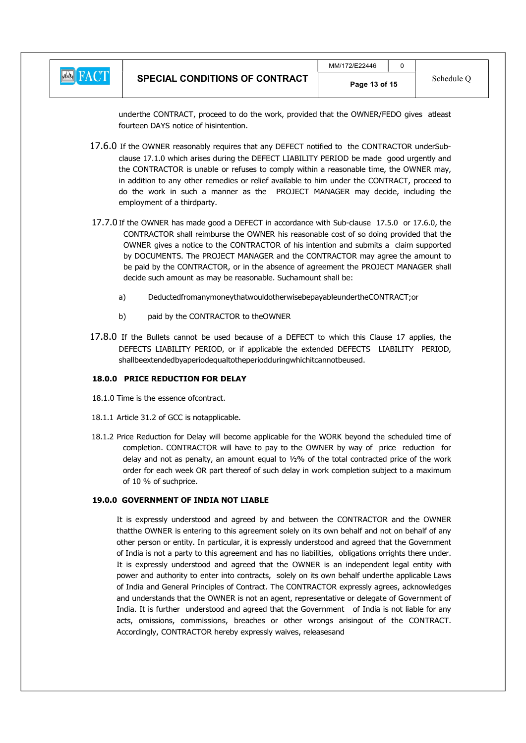underthe CONTRACT, proceed to do the work, provided that the OWNER/FEDO gives atleast fourteen DAYS notice of hisintention.

17.6.0 If the OWNER reasonably requires that any DEFECT notified to the CONTRACTOR underSub-clause 17.1.0 which arises during the DEFECT LIABILITY PERIOD be made good urgently and the CONTRACTOR is unable or refuses to comply within a reasonable time, the OWNER may, in addition to any other remedies or relief available to him under the CONTRACT, proceed to do the work in such a manner as the PROJECT MANAGER may decide, including the employment of a thirdparty.

17.7.0 If the OWNER has made good a DEFECT in accordance with Sub-clause 17.5.0 or 17.6.0, the CONTRACTOR shall reimburse the OWNER his reasonable cost of so doing provided that the OWNER gives a notice to the CONTRACTOR of his intention and submits a claim supported by DOCUMENTS. The PROJECT MANAGER and the CONTRACTOR may agree the amount to be paid by the CONTRACTOR, or in the absence of agreement the PROJECT MANAGER shall decide such amount as may be reasonable. Suchamount shall be:

a) DeductedfromanymoneythatwouldotherwisebepayableundertheCONTRACT;or

b) paid by the CONTRACTOR to theOWNER

17.8.0 If the Bullets cannot be used because of a DEFECT to which this Clause 17 applies, the DEFECTS LIABILITY PERIOD, or if applicable the extended DEFECTS LIABILITY PERIOD, shallbeextendedbyaperiodequaltotheperiodduringwhichitcannotbeused.

**18.0.0 PRICE REDUCTION FOR DELAY**

18.1.0 Time is the essence ofcontract.

18.1.1 Article 31.2 of GCC is notapplicable.

18.1.2 Price Reduction for Delay will become applicable for the WORK beyond the scheduled time of completion. CONTRACTOR will have to pay to the OWNER by way of price reduction for delay and not as penalty, an amount equal to ½% of the total contracted price of the work order for each week OR part thereof of such delay in work completion subject to a maximum of 10 % of suchprice.

**19.0.0 GOVERNMENT OF INDIA NOT LIABLE**

It is expressly understood and agreed by and between the CONTRACTOR and the OWNER thatthe OWNER is entering to this agreement solely on its own behalf and not on behalf of any other person or entity. In particular, it is expressly understood and agreed that the Government of India is not a party to this agreement and has no liabilities, obligations orrights there under. It is expressly understood and agreed that the OWNER is an independent legal entity with power and authority to enter into contracts, solely on its own behalf underthe applicable Laws of India and General Principles of Contract. The CONTRACTOR expressly agrees, acknowledges and understands that the OWNER is not an agent, representative or delegate of Government of India. It is further understood and agreed that the Government of India is not liable for any acts, omissions, commissions, breaches or other wrongs arisingout of the CONTRACT. Accordingly, CONTRACTOR hereby expressly waives, releasesand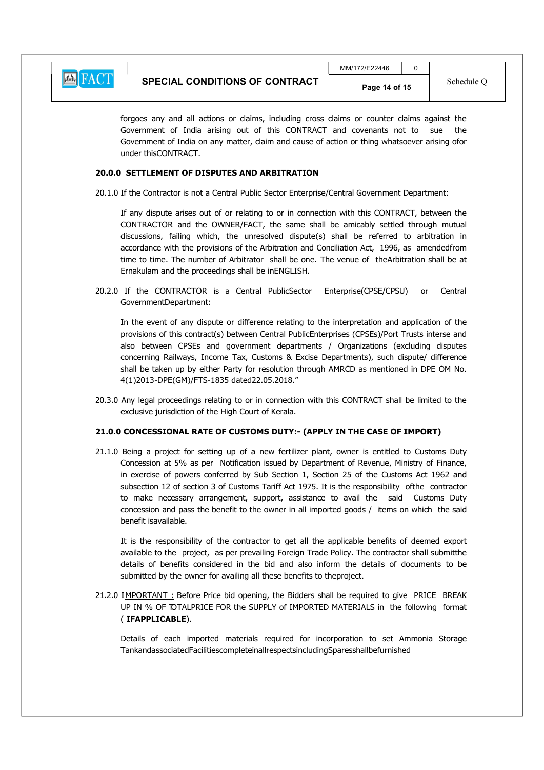forgoes any and all actions or claims, including cross claims or counter claims against the Government of India arising out of this CONTRACT and covenants not to sue the Government of India on any matter, claim and cause of action or thing whatsoever arising ofor under thisCONTRACT.

**20.0.0 SETTLEMENT OF DISPUTES AND ARBITRATION**

20.1.0 If the Contractor is not a Central Public Sector Enterprise/Central Government Department:

If any dispute arises out of or relating to or in connection with this CONTRACT, between the CONTRACTOR and the OWNER/FACT, the same shall be amicably settled through mutual discussions, failing which, the unresolved dispute(s) shall be referred to arbitration in accordance with the provisions of the Arbitration and Conciliation Act, 1996, as amendedfrom time to time. The number of Arbitrator shall be one. The venue of theArbitration shall be at Ernakulam and the proceedings shall be inENGLISH.

20.2.0 If the CONTRACTOR is a Central PublicSector Enterprise(CPSE/CPSU) or Central GovernmentDepartment:

In the event of any dispute or difference relating to the interpretation and application of the provisions of this contract(s) between Central PublicEnterprises (CPSEs)/Port Trusts interse and also between CPSEs and government departments / Organizations (excluding disputes concerning Railways, Income Tax, Customs & Excise Departments), such dispute/ difference shall be taken up by either Party for resolution through AMRCD as mentioned in DPE OM No. 4(1)2013-DPE(GM)/FTS-1835 dated22.05.2018."

20.3.0 Any legal proceedings relating to or in connection with this CONTRACT shall be limited to the exclusive jurisdiction of the High Court of Kerala.

**21.0.0 CONCESSIONAL RATE OF CUSTOMS DUTY:- (APPLY IN THE CASE OF IMPORT)**

21.1.0 Being a project for setting up of a new fertilizer plant, owner is entitled to Customs Duty Concession at 5% as per Notification issued by Department of Revenue, Ministry of Finance, in exercise of powers conferred by Sub Section 1, Section 25 of the Customs Act 1962 and subsection 12 of section 3 of Customs Tariff Act 1975. It is the responsibility ofthe contractor to make necessary arrangement, support, assistance to avail the said Customs Duty concession and pass the benefit to the owner in all imported goods / items on which the said benefit isavailable.

It is the responsibility of the contractor to get all the applicable benefits of deemed export available to the project, as per prevailing Foreign Trade Policy. The contractor shall submitthe details of benefits considered in the bid and also inform the details of documents to be submitted by the owner for availing all these benefits to theproject.

21.2.0 IMPORTANT : Before Price bid opening, the Bidders shall be required to give PRICE BREAK UP IN % OF TOTALPRICE FOR THE SUPPLY of IMPORTED MATERIALS in the following format ( **IFAPPLICABLE**).

Details of each imported materials required for incorporation to set Ammonia Storage TankandassociatedFacilitiescompleteinallrespectsincludingSparesshallbefurnished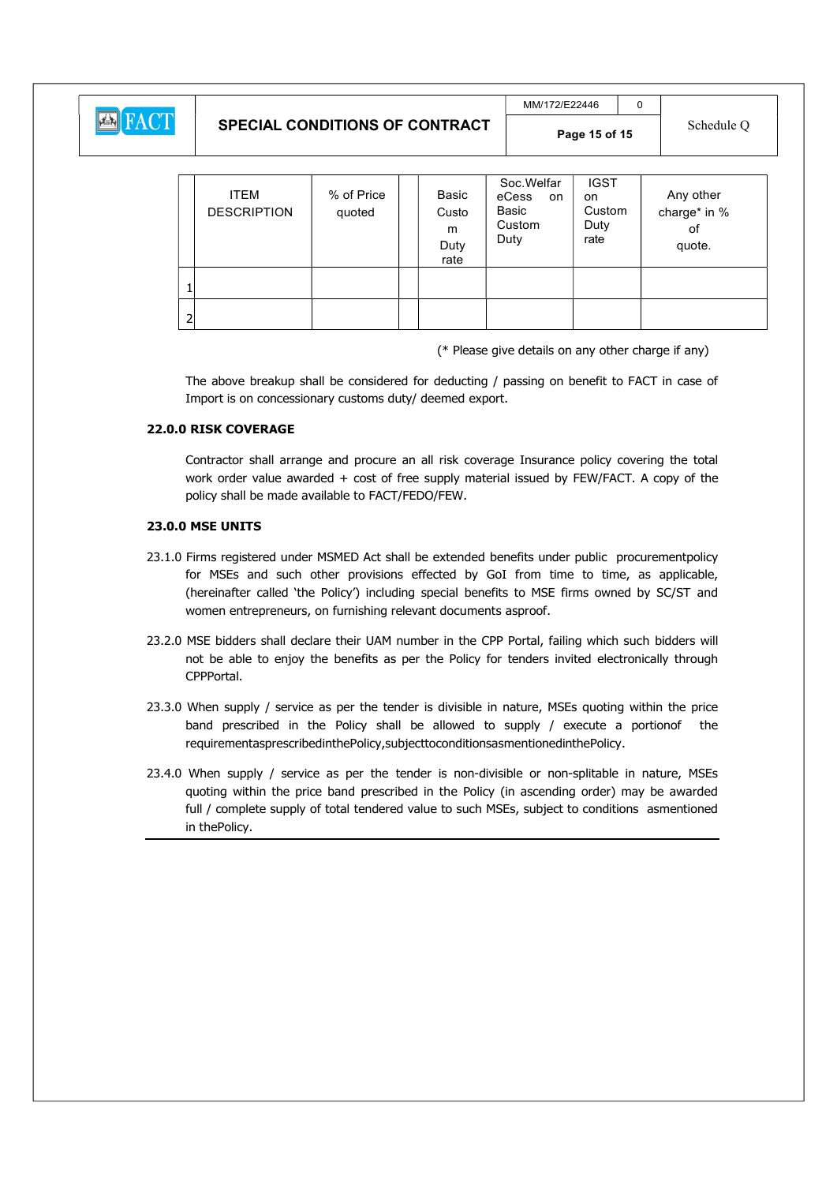| | ITEM DESCRIPTION | % of Price quoted | | Basic Custom Duty rate | Soc.Welfare eCess on Basic Custom Duty | IGST on Custom Duty rate | Any other charge* in % of quote. |
|---|---|---|---|---|---|---|---|
| 1 | | | | | | | |
| 2 | | | | | | | |

(* Please give details on any other charge if any)

The above breakup shall be considered for deducting / passing on benefit to FACT in case of Import is on concessionary customs duty/ deemed export.

**22.0.0 RISK COVERAGE**

Contractor shall arrange and procure an all risk coverage Insurance policy covering the total work order value awarded + cost of free supply material issued by FEW/FACT. A copy of the policy shall be made available to FACT/FEDO/FEW.

**23.0.0 MSE UNITS**

23.1.0 Firms registered under MSMED Act shall be extended benefits under public procurementpolicy for MSEs and such other provisions effected by GoI from time to time, as applicable, (hereinafter called 'the Policy') including special benefits to MSE firms owned by SC/ST and women entrepreneurs, on furnishing relevant documents asproof.

23.2.0 MSE bidders shall declare their UAM number in the CPP Portal, failing which such bidders will not be able to enjoy the benefits as per the Policy for tenders invited electronically through CPPPortal.

23.3.0 When supply / service as per the tender is divisible in nature, MSEs quoting within the price band prescribed in the Policy shall be allowed to supply / execute a portionof the requirementasprescribedinthePolicy,subjecttoconditionsasmentionedinthePolicy.

23.4.0 When supply / service as per the tender is non-divisible or non-splitable in nature, MSEs quoting within the price band prescribed in the Policy (in ascending order) may be awarded full / complete supply of total tendered value to such MSEs, subject to conditions asmentioned in thePolicy.